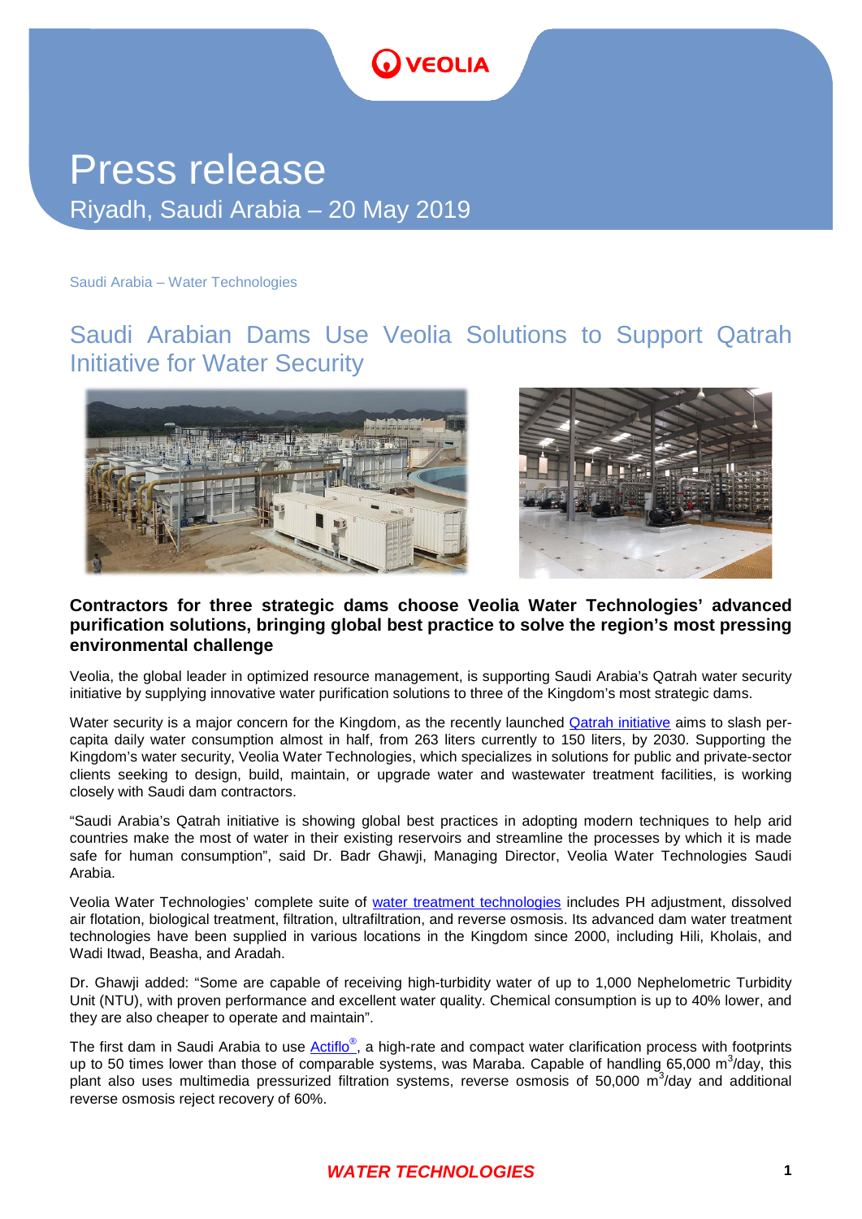# Press release

Riyadh, Saudi Arabia – 20 May 2019

Saudi Arabia – Water Technologies

## Saudi Arabian Dams Use Veolia Solutions to Support Qatrah Initiative for Water Security

**Contractors for three strategic dams choose Veolia Water Technologies' advanced purification solutions, bringing global best practice to solve the region's most pressing environmental challenge**

Veolia, the global leader in optimized resource management, is supporting Saudi Arabia's Qatrah water security initiative by supplying innovative water purification solutions to three of the Kingdom's most strategic dams.

Water security is a major concern for the Kingdom, as the recently launched Qatrah initiative aims to slash per-capita daily water consumption almost in half, from 263 liters currently to 150 liters, by 2030. Supporting the Kingdom's water security, Veolia Water Technologies, which specializes in solutions for public and private-sector clients seeking to design, build, maintain, or upgrade water and wastewater treatment facilities, is working closely with Saudi dam contractors.

"Saudi Arabia's Qatrah initiative is showing global best practices in adopting modern techniques to help arid countries make the most of water in their existing reservoirs and streamline the processes by which it is made safe for human consumption", said Dr. Badr Ghawji, Managing Director, Veolia Water Technologies Saudi Arabia.

Veolia Water Technologies' complete suite of water treatment technologies includes PH adjustment, dissolved air flotation, biological treatment, filtration, ultrafiltration, and reverse osmosis. Its advanced dam water treatment technologies have been supplied in various locations in the Kingdom since 2000, including Hili, Kholais, and Wadi Itwad, Beasha, and Aradah.

Dr. Ghawji added: "Some are capable of receiving high-turbidity water of up to 1,000 Nephelometric Turbidity Unit (NTU), with proven performance and excellent water quality. Chemical consumption is up to 40% lower, and they are also cheaper to operate and maintain".

The first dam in Saudi Arabia to use Actiflo®, a high-rate and compact water clarification process with footprints up to 50 times lower than those of comparable systems, was Maraba. Capable of handling 65,000 $m^3$/day, this plant also uses multimedia pressurized filtration systems, reverse osmosis of 50,000 $m^3$/day and additional reverse osmosis reject recovery of 60%.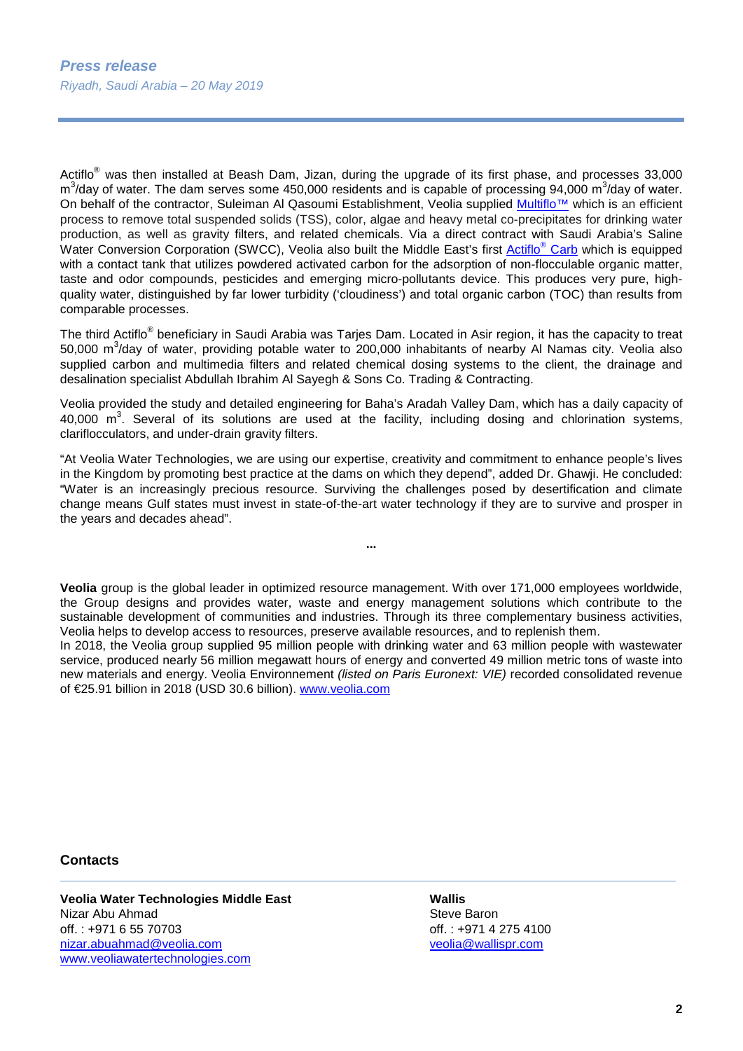*Press release*

*Riyadh, Saudi Arabia – 20 May 2019*

Actiflo® was then installed at Beash Dam, Jizan, during the upgrade of its first phase, and processes 33,000 $m^3$/day of water. The dam serves some 450,000 residents and is capable of processing 94,000 $m^3$/day of water. On behalf of the contractor, Suleiman Al Qasoumi Establishment, Veolia supplied [Multiflo™](#) which is an efficient process to remove total suspended solids (TSS), color, algae and heavy metal co-precipitates for drinking water production, as well as gravity filters, and related chemicals. Via a direct contract with Saudi Arabia's Saline Water Conversion Corporation (SWCC), Veolia also built the Middle East's first [Actiflo® Carb](#) which is equipped with a contact tank that utilizes powdered activated carbon for the adsorption of non-flocculable organic matter, taste and odor compounds, pesticides and emerging micro-pollutants device. This produces very pure, high-quality water, distinguished by far lower turbidity ('cloudiness') and total organic carbon (TOC) than results from comparable processes.

The third Actiflo® beneficiary in Saudi Arabia was Tarjes Dam. Located in Asir region, it has the capacity to treat 50,000 $m^3$/day of water, providing potable water to 200,000 inhabitants of nearby Al Namas city. Veolia also supplied carbon and multimedia filters and related chemical dosing systems to the client, the drainage and desalination specialist Abdullah Ibrahim Al Sayegh & Sons Co. Trading & Contracting.

Veolia provided the study and detailed engineering for Baha's Aradah Valley Dam, which has a daily capacity of 40,000 $m^3$. Several of its solutions are used at the facility, including dosing and chlorination systems, clariflocculators, and under-drain gravity filters.

"At Veolia Water Technologies, we are using our expertise, creativity and commitment to enhance people's lives in the Kingdom by promoting best practice at the dams on which they depend", added Dr. Ghawji. He concluded: "Water is an increasingly precious resource. Surviving the challenges posed by desertification and climate change means Gulf states must invest in state-of-the-art water technology if they are to survive and prosper in the years and decades ahead".

...

**Veolia** group is the global leader in optimized resource management. With over 171,000 employees worldwide, the Group designs and provides water, waste and energy management solutions which contribute to the sustainable development of communities and industries. Through its three complementary business activities, Veolia helps to develop access to resources, preserve available resources, and to replenish them.
In 2018, the Veolia group supplied 95 million people with drinking water and 63 million people with wastewater service, produced nearly 56 million megawatt hours of energy and converted 49 million metric tons of waste into new materials and energy. Veolia Environnement *(listed on Paris Euronext: VIE)* recorded consolidated revenue of €25.91 billion in 2018 (USD 30.6 billion). www.veolia.com

### Contacts

**Veolia Water Technologies Middle East**
Nizar Abu Ahmad
off. : +971 6 55 70703
nizar.abuahmad@veolia.com
www.veoliawatertechnologies.com

**Wallis**
Steve Baron
off. : +971 4 275 4100
veolia@wallispr.com